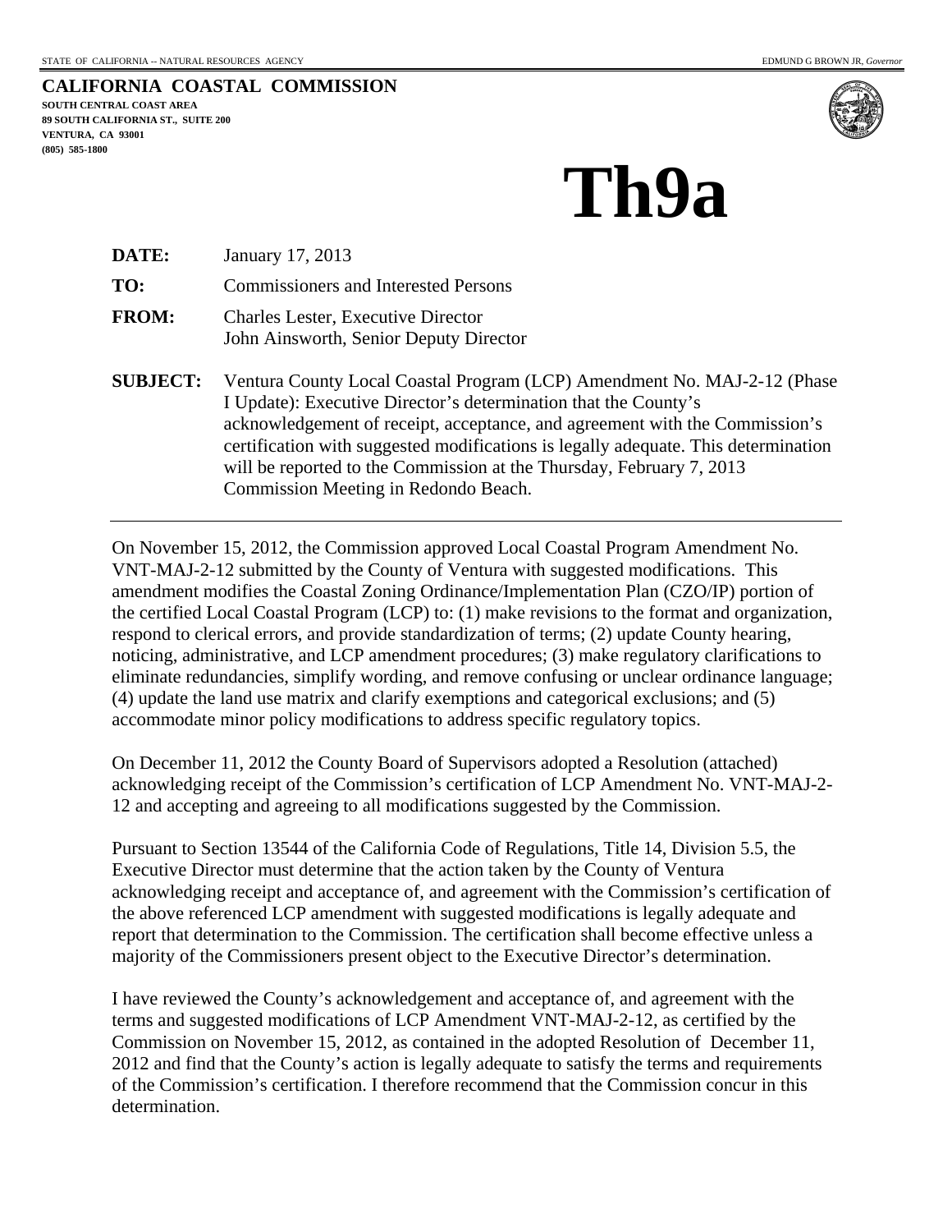STATE OF CALIFORNIA -- NATURAL RESOURCES AGENCY EDMUND G BROWN JR, *Governor*

**CALIFORNIA COASTAL COMMISSION**
**SOUTH CENTRAL COAST AREA**
**89 SOUTH CALIFORNIA ST., SUITE 200**
**VENTURA, CA 93001**
**(805) 585-1800**

# Th9a

**DATE:** January 17, 2013

**TO:** Commissioners and Interested Persons

**FROM:** Charles Lester, Executive Director
John Ainsworth, Senior Deputy Director

**SUBJECT:** Ventura County Local Coastal Program (LCP) Amendment No. MAJ-2-12 (Phase I Update): Executive Director's determination that the County's acknowledgement of receipt, acceptance, and agreement with the Commission's certification with suggested modifications is legally adequate. This determination will be reported to the Commission at the Thursday, February 7, 2013 Commission Meeting in Redondo Beach.

---

On November 15, 2012, the Commission approved Local Coastal Program Amendment No. VNT-MAJ-2-12 submitted by the County of Ventura with suggested modifications. This amendment modifies the Coastal Zoning Ordinance/Implementation Plan (CZO/IP) portion of the certified Local Coastal Program (LCP) to: (1) make revisions to the format and organization, respond to clerical errors, and provide standardization of terms; (2) update County hearing, noticing, administrative, and LCP amendment procedures; (3) make regulatory clarifications to eliminate redundancies, simplify wording, and remove confusing or unclear ordinance language; (4) update the land use matrix and clarify exemptions and categorical exclusions; and (5) accommodate minor policy modifications to address specific regulatory topics.

On December 11, 2012 the County Board of Supervisors adopted a Resolution (attached) acknowledging receipt of the Commission's certification of LCP Amendment No. VNT-MAJ-2-12 and accepting and agreeing to all modifications suggested by the Commission.

Pursuant to Section 13544 of the California Code of Regulations, Title 14, Division 5.5, the Executive Director must determine that the action taken by the County of Ventura acknowledging receipt and acceptance of, and agreement with the Commission's certification of the above referenced LCP amendment with suggested modifications is legally adequate and report that determination to the Commission. The certification shall become effective unless a majority of the Commissioners present object to the Executive Director's determination.

I have reviewed the County's acknowledgement and acceptance of, and agreement with the terms and suggested modifications of LCP Amendment VNT-MAJ-2-12, as certified by the Commission on November 15, 2012, as contained in the adopted Resolution of December 11, 2012 and find that the County's action is legally adequate to satisfy the terms and requirements of the Commission's certification. I therefore recommend that the Commission concur in this determination.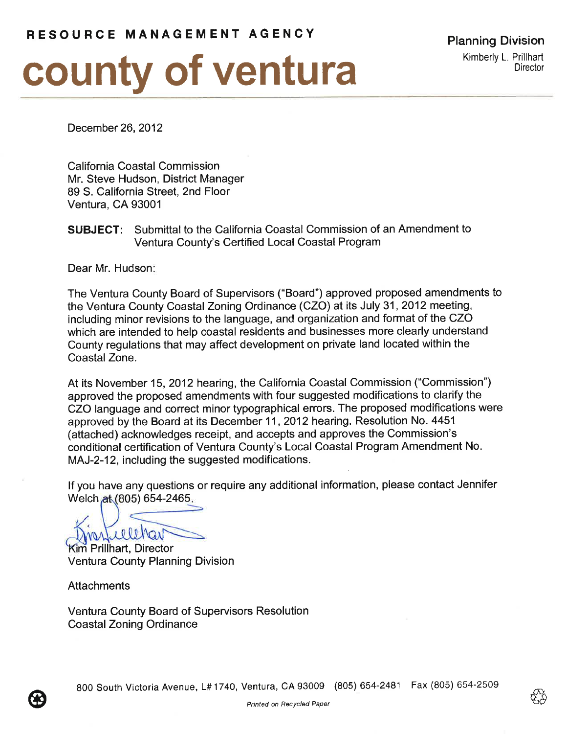**RESOURCE MANAGEMENT AGENCY**

# county of ventura

**Planning Division**
Kimberly L. Prillhart
Director

December 26, 2012

California Coastal Commission
Mr. Steve Hudson, District Manager
89 S. California Street, 2nd Floor
Ventura, CA 93001

**SUBJECT:** Submittal to the California Coastal Commission of an Amendment to Ventura County's Certified Local Coastal Program

Dear Mr. Hudson:

The Ventura County Board of Supervisors ("Board") approved proposed amendments to the Ventura County Coastal Zoning Ordinance (CZO) at its July 31, 2012 meeting, including minor revisions to the language, and organization and format of the CZO which are intended to help coastal residents and businesses more clearly understand County regulations that may affect development on private land located within the Coastal Zone.

At its November 15, 2012 hearing, the California Coastal Commission ("Commission") approved the proposed amendments with four suggested modifications to clarify the CZO language and correct minor typographical errors. The proposed modifications were approved by the Board at its December 11, 2012 hearing. Resolution No. 4451 (attached) acknowledges receipt, and accepts and approves the Commission's conditional certification of Ventura County's Local Coastal Program Amendment No. MAJ-2-12, including the suggested modifications.

If you have any questions or require any additional information, please contact Jennifer Welch at (805) 654-2465.

Kim Prillhart, Director
Ventura County Planning Division

Attachments

Ventura County Board of Supervisors Resolution
Coastal Zoning Ordinance

800 South Victoria Avenue, L# 1740, Ventura, CA 93009 (805) 654-2481 Fax (805) 654-2509

*Printed on Recycled Paper*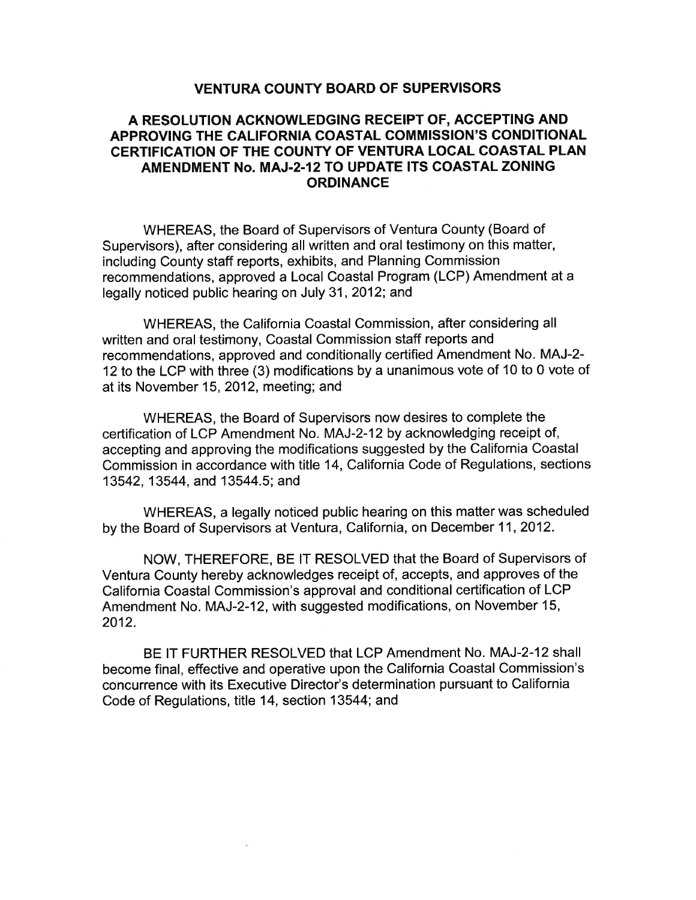## VENTURA COUNTY BOARD OF SUPERVISORS

## A RESOLUTION ACKNOWLEDGING RECEIPT OF, ACCEPTING AND APPROVING THE CALIFORNIA COASTAL COMMISSION'S CONDITIONAL CERTIFICATION OF THE COUNTY OF VENTURA LOCAL COASTAL PLAN AMENDMENT No. MAJ-2-12 TO UPDATE ITS COASTAL ZONING ORDINANCE

WHEREAS, the Board of Supervisors of Ventura County (Board of Supervisors), after considering all written and oral testimony on this matter, including County staff reports, exhibits, and Planning Commission recommendations, approved a Local Coastal Program (LCP) Amendment at a legally noticed public hearing on July 31, 2012; and

WHEREAS, the California Coastal Commission, after considering all written and oral testimony, Coastal Commission staff reports and recommendations, approved and conditionally certified Amendment No. MAJ-2-12 to the LCP with three (3) modifications by a unanimous vote of 10 to 0 vote of at its November 15, 2012, meeting; and

WHEREAS, the Board of Supervisors now desires to complete the certification of LCP Amendment No. MAJ-2-12 by acknowledging receipt of, accepting and approving the modifications suggested by the California Coastal Commission in accordance with title 14, California Code of Regulations, sections 13542, 13544, and 13544.5; and

WHEREAS, a legally noticed public hearing on this matter was scheduled by the Board of Supervisors at Ventura, California, on December 11, 2012.

NOW, THEREFORE, BE IT RESOLVED that the Board of Supervisors of Ventura County hereby acknowledges receipt of, accepts, and approves of the California Coastal Commission's approval and conditional certification of LCP Amendment No. MAJ-2-12, with suggested modifications, on November 15, 2012.

BE IT FURTHER RESOLVED that LCP Amendment No. MAJ-2-12 shall become final, effective and operative upon the California Coastal Commission's concurrence with its Executive Director's determination pursuant to California Code of Regulations, title 14, section 13544; and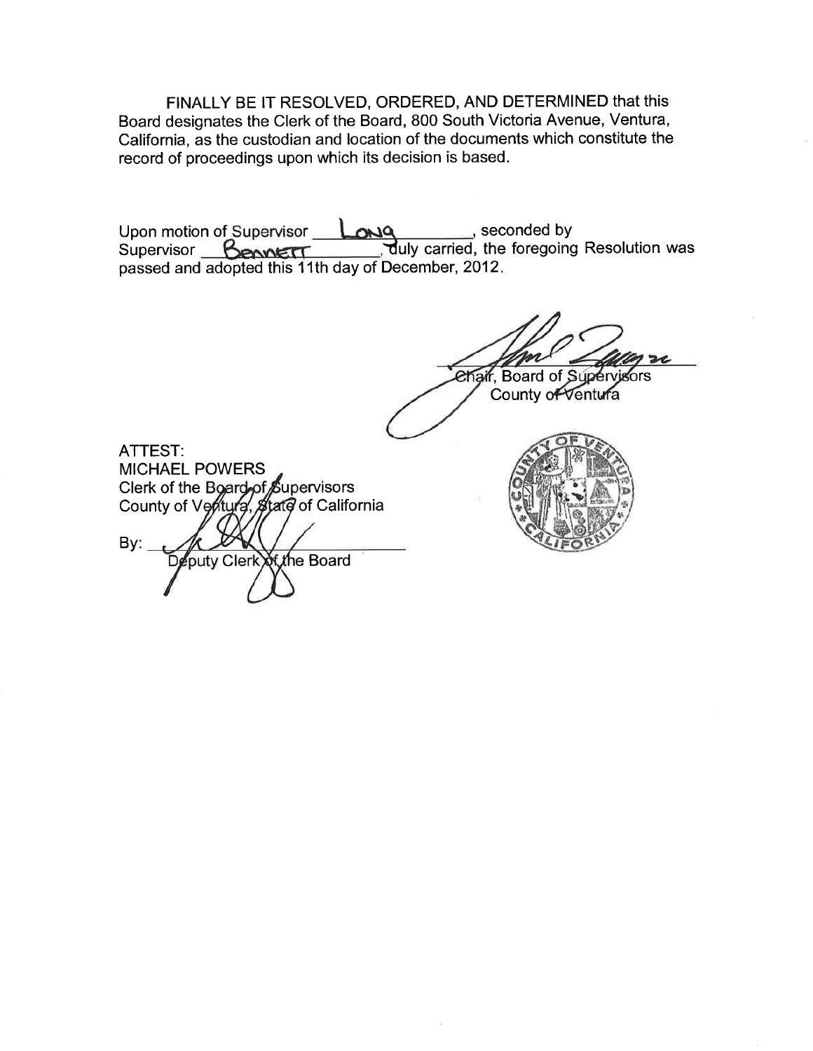FINALLY BE IT RESOLVED, ORDERED, AND DETERMINED that this Board designates the Clerk of the Board, 800 South Victoria Avenue, Ventura, California, as the custodian and location of the documents which constitute the record of proceedings upon which its decision is based.

Upon motion of Supervisor Long, seconded by Supervisor Bennett, duly carried, the foregoing Resolution was passed and adopted this 11th day of December, 2012.

Chair, Board of Supervisors
County of Ventura

ATTEST:
MICHAEL POWERS
Clerk of the Board of Supervisors
County of Ventura, State of California

By: ______________________
Deputy Clerk of the Board